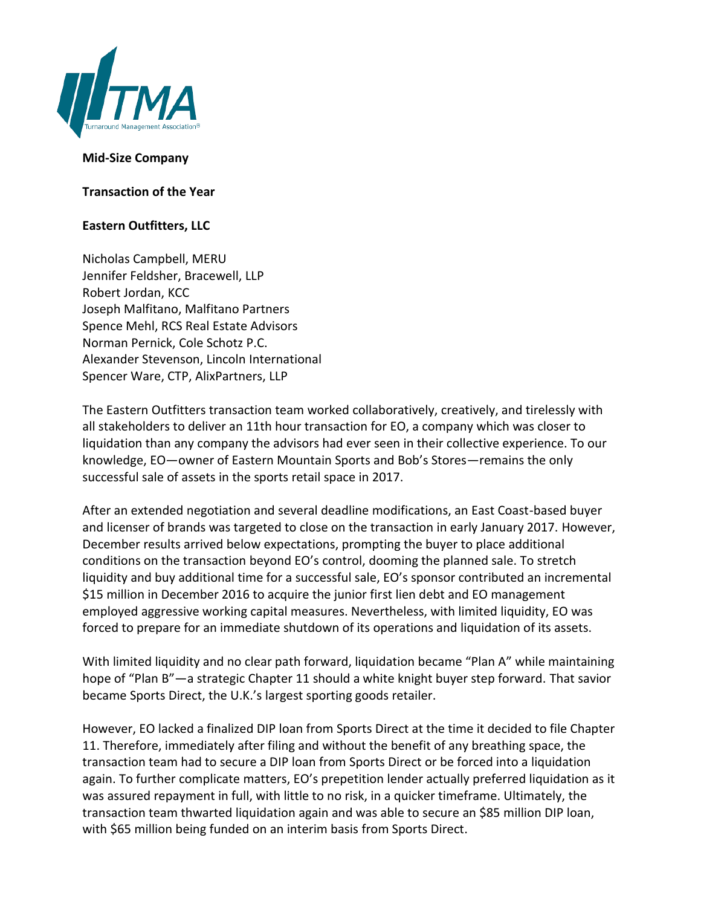TMA
Turnaround Management Association®

**Mid-Size Company**

**Transaction of the Year**

**Eastern Outfitters, LLC**

Nicholas Campbell, MERU
Jennifer Feldsher, Bracewell, LLP
Robert Jordan, KCC
Joseph Malfitano, Malfitano Partners
Spence Mehl, RCS Real Estate Advisors
Norman Pernick, Cole Schotz P.C.
Alexander Stevenson, Lincoln International
Spencer Ware, CTP, AlixPartners, LLP

The Eastern Outfitters transaction team worked collaboratively, creatively, and tirelessly with all stakeholders to deliver an 11th hour transaction for EO, a company which was closer to liquidation than any company the advisors had ever seen in their collective experience. To our knowledge, EO—owner of Eastern Mountain Sports and Bob's Stores—remains the only successful sale of assets in the sports retail space in 2017.

After an extended negotiation and several deadline modifications, an East Coast-based buyer and licenser of brands was targeted to close on the transaction in early January 2017. However, December results arrived below expectations, prompting the buyer to place additional conditions on the transaction beyond EO's control, dooming the planned sale. To stretch liquidity and buy additional time for a successful sale, EO's sponsor contributed an incremental $15 million in December 2016 to acquire the junior first lien debt and EO management employed aggressive working capital measures. Nevertheless, with limited liquidity, EO was forced to prepare for an immediate shutdown of its operations and liquidation of its assets.

With limited liquidity and no clear path forward, liquidation became "Plan A" while maintaining hope of "Plan B"—a strategic Chapter 11 should a white knight buyer step forward. That savior became Sports Direct, the U.K.'s largest sporting goods retailer.

However, EO lacked a finalized DIP loan from Sports Direct at the time it decided to file Chapter 11. Therefore, immediately after filing and without the benefit of any breathing space, the transaction team had to secure a DIP loan from Sports Direct or be forced into a liquidation again. To further complicate matters, EO's prepetition lender actually preferred liquidation as it was assured repayment in full, with little to no risk, in a quicker timeframe. Ultimately, the transaction team thwarted liquidation again and was able to secure an $85 million DIP loan, with $65 million being funded on an interim basis from Sports Direct.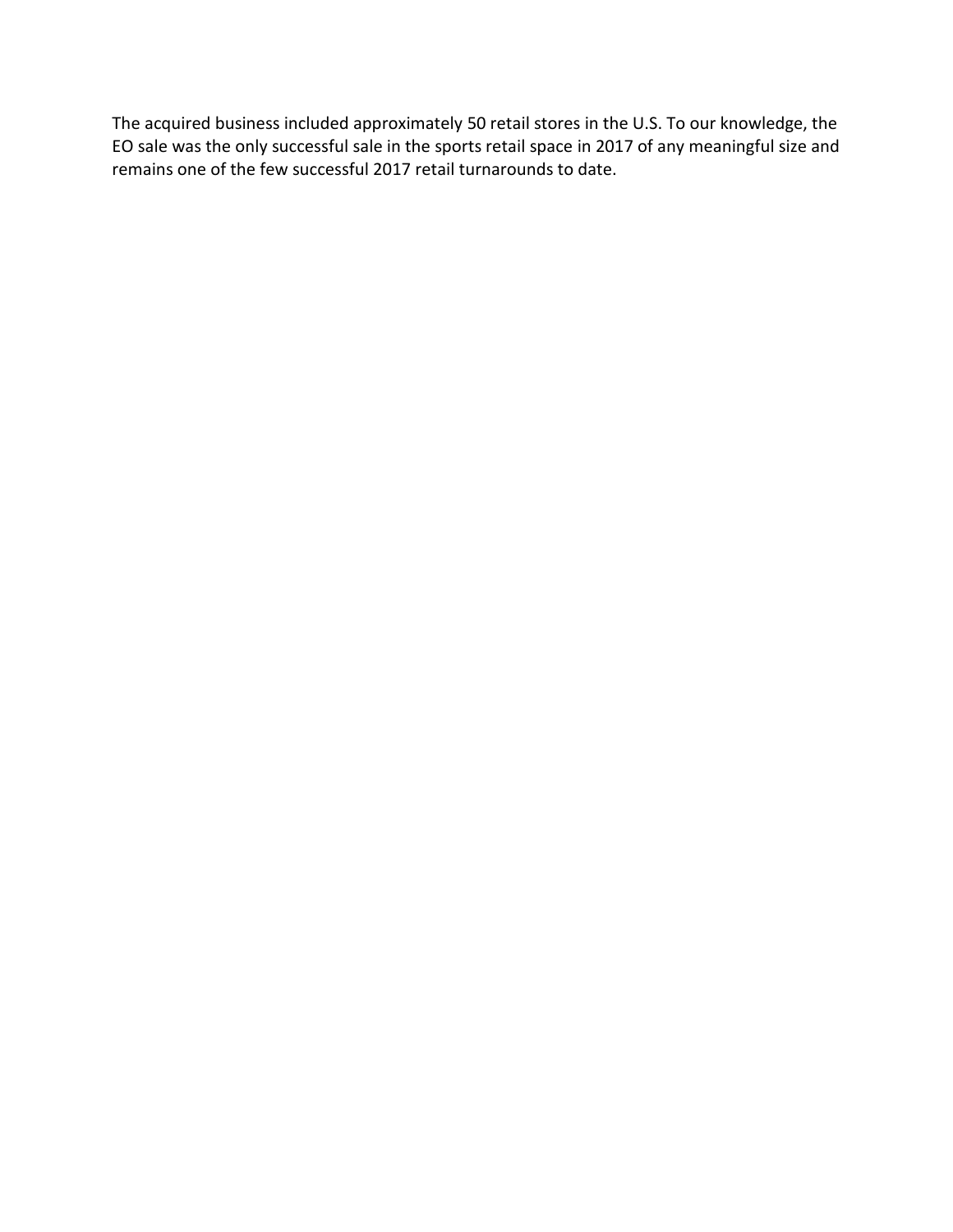The acquired business included approximately 50 retail stores in the U.S. To our knowledge, the EO sale was the only successful sale in the sports retail space in 2017 of any meaningful size and remains one of the few successful 2017 retail turnarounds to date.